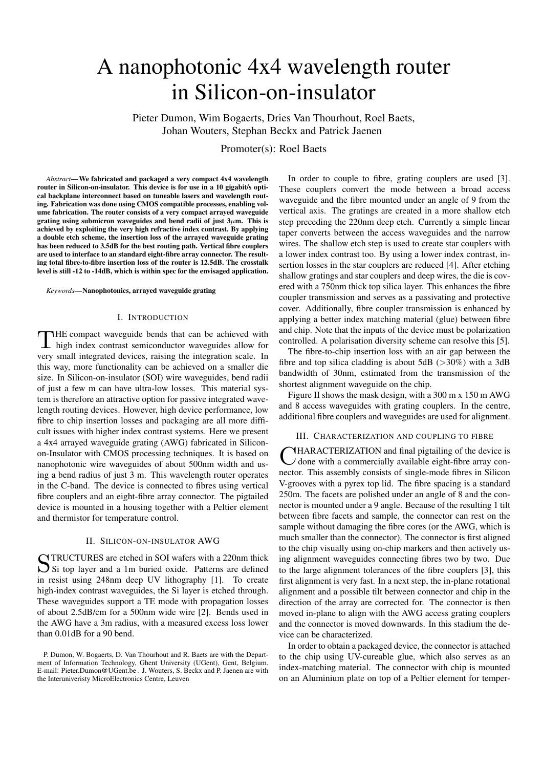# A nanophotonic 4x4 wavelength router in Silicon-on-insulator

Pieter Dumon, Wim Bogaerts, Dries Van Thourhout, Roel Baets, Johan Wouters, Stephan Beckx and Patrick Jaenen

Promoter(s): Roel Baets

*Abstract*—**We fabricated and packaged a very compact 4x4 wavelength router in Silicon-on-insulator. This device is for use in a 10 gigabit/s optical backplane interconnect based on tuneable lasers and wavelength routing. Fabrication was done using CMOS compatible processes, enabling volume fabrication. The router consists of a very compact arrayed waveguide grating using submicron waveguides and bend radii of just 3$\mu$m. This is achieved by exploiting the very high refractive index contrast. By applying a double etch scheme, the insertion loss of the arrayed waveguide grating has been reduced to 3.5dB for the best routing path. Vertical fibre couplers are used to interface to an standard eight-fibre array connector. The resulting total fibre-to-fibre insertion loss of the router is 12.5dB. The crosstalk level is still -12 to -14dB, which is within spec for the envisaged application.**

*Keywords*—**Nanophotonics, arrayed waveguide grating**

## I. Introduction

The compact waveguide bends that can be achieved with high index contrast semiconductor waveguides allow for very small integrated devices, raising the integration scale. In this way, more functionality can be achieved on a smaller die size. In Silicon-on-insulator (SOI) wire waveguides, bend radii of just a few m can have ultra-low losses. This material system is therefore an attractive option for passive integrated wavelength routing devices. However, high device performance, low fibre to chip insertion losses and packaging are all more difficult issues with higher index contrast systems. Here we present a 4x4 arrayed waveguide grating (AWG) fabricated in Silicon-on-Insulator with CMOS processing techniques. It is based on nanophotonic wire waveguides of about 500nm width and using a bend radius of just 3 m. This wavelength router operates in the C-band. The device is connected to fibres using vertical fibre couplers and an eight-fibre array connector. The pigtailed device is mounted in a housing together with a Peltier element and thermistor for temperature control.

## II. Silicon-on-insulator AWG

Structures are etched in SOI wafers with a 220nm thick Si top layer and a 1m buried oxide. Patterns are defined in resist using 248nm deep UV lithography [1]. To create high-index contrast waveguides, the Si layer is etched through. These waveguides support a TE mode with propagation losses of about 2.5dB/cm for a 500nm wide wire [2]. Bends used in the AWG have a 3m radius, with a measured excess loss lower than 0.01dB for a 90 bend.

In order to couple to fibre, grating couplers are used [3]. These couplers convert the mode between a broad access waveguide and the fibre mounted under an angle of 9 from the vertical axis. The gratings are created in a more shallow etch step preceding the 220nm deep etch. Currently a simple linear taper converts between the access waveguides and the narrow wires. The shallow etch step is used to create star couplers with a lower index contrast too. By using a lower index contrast, insertion losses in the star couplers are reduced [4]. After etching shallow gratings and star couplers and deep wires, the die is covered with a 750nm thick top silica layer. This enhances the fibre coupler transmission and serves as a passivating and protective cover. Additionally, fibre coupler transmission is enhanced by applying a better index matching material (glue) between fibre and chip. Note that the inputs of the device must be polarization controlled. A polarisation diversity scheme can resolve this [5].

The fibre-to-chip insertion loss with an air gap between the fibre and top silica cladding is about 5dB (>30%) with a 3dB bandwidth of 30nm, estimated from the transmission of the shortest alignment waveguide on the chip.

Figure II shows the mask design, with a 300 m x 150 m AWG and 8 access waveguides with grating couplers. In the centre, additional fibre couplers and waveguides are used for alignment.

## III. Characterization and coupling to fibre

Characterization and final pigtailing of the device is done with a commercially available eight-fibre array connector. This assembly consists of single-mode fibres in Silicon V-grooves with a pyrex top lid. The fibre spacing is a standard 250m. The facets are polished under an angle of 8 and the connector is mounted under a 9 angle. Because of the resulting 1 tilt between fibre facets and sample, the connector can rest on the sample without damaging the fibre cores (or the AWG, which is much smaller than the connector). The connector is first aligned to the chip visually using on-chip markers and then actively using alignment waveguides connecting fibres two by two. Due to the large alignment tolerances of the fibre couplers [3], this first alignment is very fast. In a next step, the in-plane rotational alignment and a possible tilt between connector and chip in the direction of the array are corrected for. The connector is then moved in-plane to align with the AWG access grating couplers and the connector is moved downwards. In this stadium the device can be characterized.

In order to obtain a packaged device, the connector is attached to the chip using UV-cureable glue, which also serves as an index-matching material. The connector with chip is mounted on an Aluminium plate on top of a Peltier element for temper-

P. Dumon, W. Bogaerts, D. Van Thourhout and R. Baets are with the Department of Information Technology, Ghent University (UGent), Gent, Belgium. E-mail: Pieter.Dumon@UGent.be . J. Wouters, S. Beckx and P. Jaenen are with the Interuniveristy MicroElectronics Centre, Leuven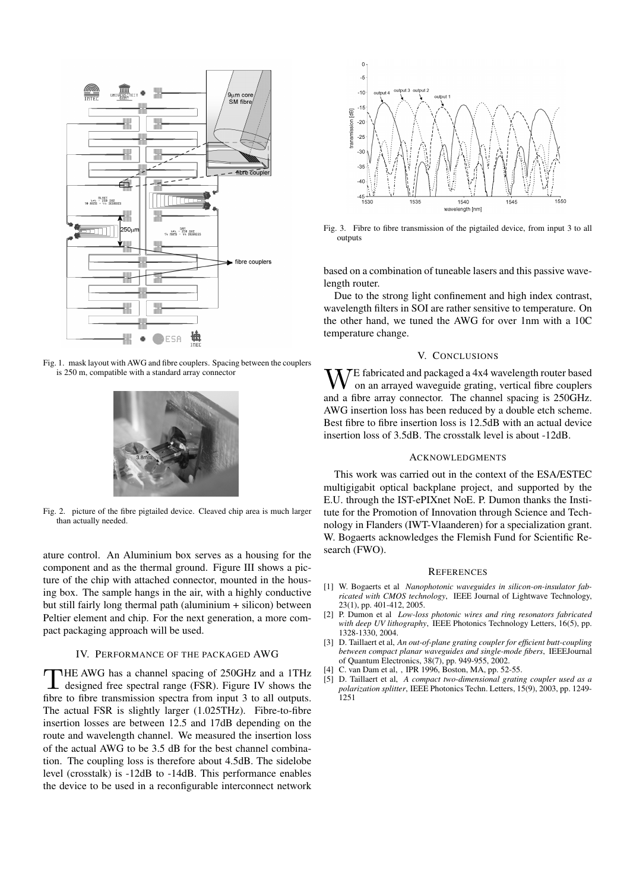9μm core SM fibre

fibre coupler

250μm

fibre couplers

Fig. 1. mask layout with AWG and fibre couplers. Spacing between the couplers is 250 m, compatible with a standard array connector

3.8mm

Fig. 2. picture of the fibre pigtailed device. Cleaved chip area is much larger than actually needed.

ature control. An Aluminium box serves as a housing for the component and as the thermal ground. Figure III shows a picture of the chip with attached connector, mounted in the housing box. The sample hangs in the air, with a highly conductive but still fairly long thermal path (aluminium + silicon) between Peltier element and chip. For the next generation, a more compact packaging approach will be used.

## IV. Performance of the packaged AWG

The AWG has a channel spacing of 250GHz and a 1THz designed free spectral range (FSR). Figure IV shows the fibre to fibre transmission spectra from input 3 to all outputs. The actual FSR is slightly larger (1.025THz). Fibre-to-fibre insertion losses are between 12.5 and 17dB depending on the route and wavelength channel. We measured the insertion loss of the actual AWG to be 3.5 dB for the best channel combination. The coupling loss is therefore about 4.5dB. The sidelobe level (crosstalk) is -12dB to -14dB. This performance enables the device to be used in a reconfigurable interconnect network

output 4 output 3 output 2 output 1

transmission [dB]

0 -5 -10 -15 -20 -25 -30 -35 -40 -45

1530 1535 1540 1545 1550

wavelength [nm]

Fig. 3. Fibre to fibre transmission of the pigtailed device, from input 3 to all outputs

based on a combination of tuneable lasers and this passive wavelength router.

Due to the strong light confinement and high index contrast, wavelength filters in SOI are rather sensitive to temperature. On the other hand, we tuned the AWG for over 1nm with a 10C temperature change.

## V. Conclusions

We fabricated and packaged a 4x4 wavelength router based on an arrayed waveguide grating, vertical fibre couplers and a fibre array connector. The channel spacing is 250GHz. AWG insertion loss has been reduced by a double etch scheme. Best fibre to fibre insertion loss is 12.5dB with an actual device insertion loss of 3.5dB. The crosstalk level is about -12dB.

## Acknowledgments

This work was carried out in the context of the ESA/ESTEC multigigabit optical backplane project, and supported by the E.U. through the IST-ePIXnet NoE. P. Dumon thanks the Institute for the Promotion of Innovation through Science and Technology in Flanders (IWT-Vlaanderen) for a specialization grant. W. Bogaerts acknowledges the Flemish Fund for Scientific Research (FWO).

## References

[1] W. Bogaerts et al *Nanophotonic waveguides in silicon-on-insulator fabricated with CMOS technology*, IEEE Journal of Lightwave Technology, 23(1), pp. 401-412, 2005.

[2] P. Dumon et al *Low-loss photonic wires and ring resonators fabricated with deep UV lithography*, IEEE Photonics Technology Letters, 16(5), pp. 1328-1330, 2004.

[3] D. Taillaert et al, *An out-of-plane grating coupler for efficient butt-coupling between compact planar waveguides and single-mode fibers*, IEEEJournal of Quantum Electronics, 38(7), pp. 949-955, 2002.

[4] C. van Dam et al, , IPR 1996, Boston, MA, pp. 52-55.

[5] D. Taillaert et al, *A compact two-dimensional grating coupler used as a polarization splitter*, IEEE Photonics Techn. Letters, 15(9), 2003, pp. 1249-1251